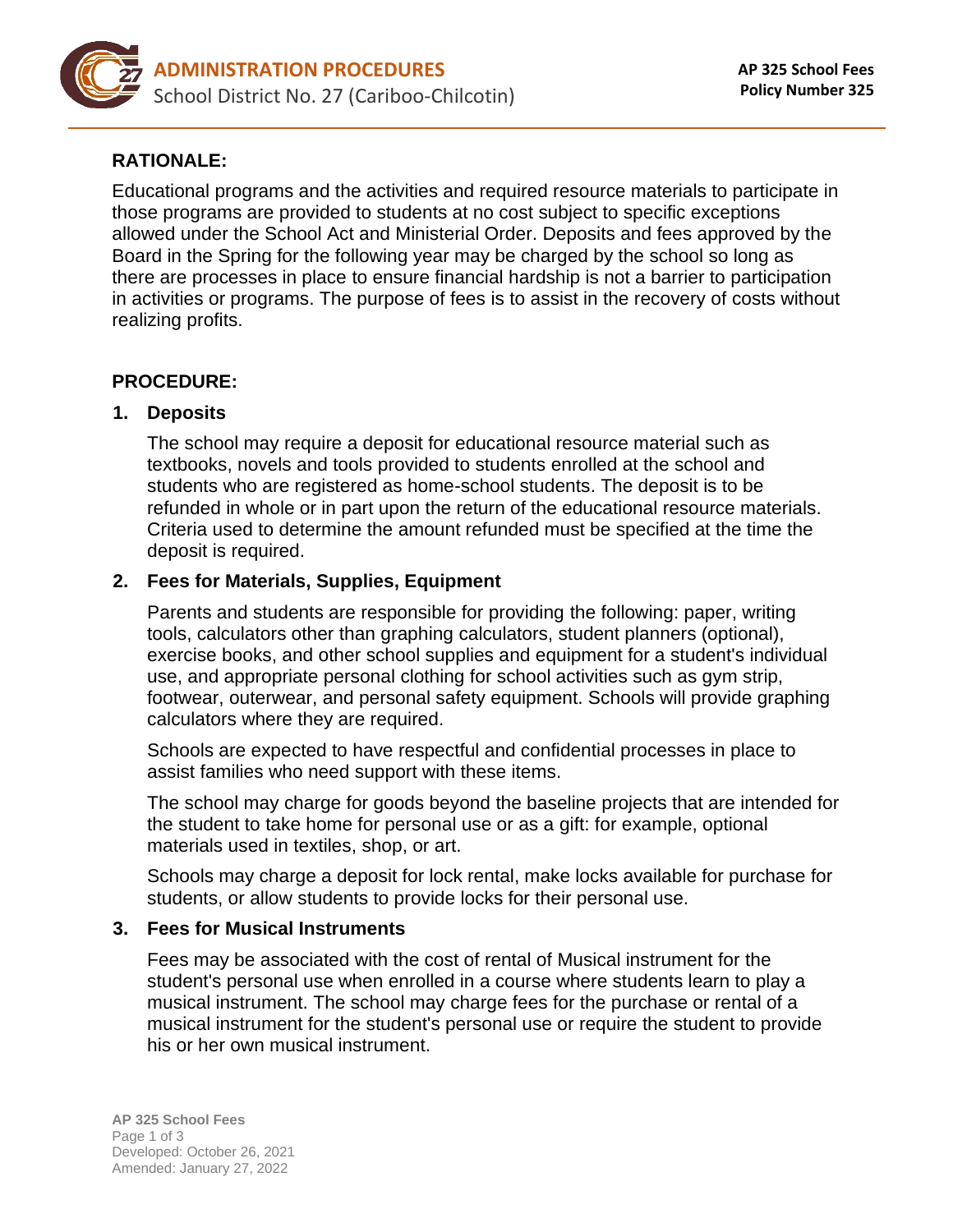# ADMINISTRATION PROCEDURES

School District No. 27 (Cariboo-Chilcotin)

**AP 325 School Fees**
**Policy Number 325**

## RATIONALE:

Educational programs and the activities and required resource materials to participate in those programs are provided to students at no cost subject to specific exceptions allowed under the School Act and Ministerial Order. Deposits and fees approved by the Board in the Spring for the following year may be charged by the school so long as there are processes in place to ensure financial hardship is not a barrier to participation in activities or programs. The purpose of fees is to assist in the recovery of costs without realizing profits.

## PROCEDURE:

### 1. Deposits

The school may require a deposit for educational resource material such as textbooks, novels and tools provided to students enrolled at the school and students who are registered as home-school students. The deposit is to be refunded in whole or in part upon the return of the educational resource materials. Criteria used to determine the amount refunded must be specified at the time the deposit is required.

### 2. Fees for Materials, Supplies, Equipment

Parents and students are responsible for providing the following: paper, writing tools, calculators other than graphing calculators, student planners (optional), exercise books, and other school supplies and equipment for a student's individual use, and appropriate personal clothing for school activities such as gym strip, footwear, outerwear, and personal safety equipment. Schools will provide graphing calculators where they are required.

Schools are expected to have respectful and confidential processes in place to assist families who need support with these items.

The school may charge for goods beyond the baseline projects that are intended for the student to take home for personal use or as a gift: for example, optional materials used in textiles, shop, or art.

Schools may charge a deposit for lock rental, make locks available for purchase for students, or allow students to provide locks for their personal use.

### 3. Fees for Musical Instruments

Fees may be associated with the cost of rental of Musical instrument for the student's personal use when enrolled in a course where students learn to play a musical instrument. The school may charge fees for the purchase or rental of a musical instrument for the student's personal use or require the student to provide his or her own musical instrument.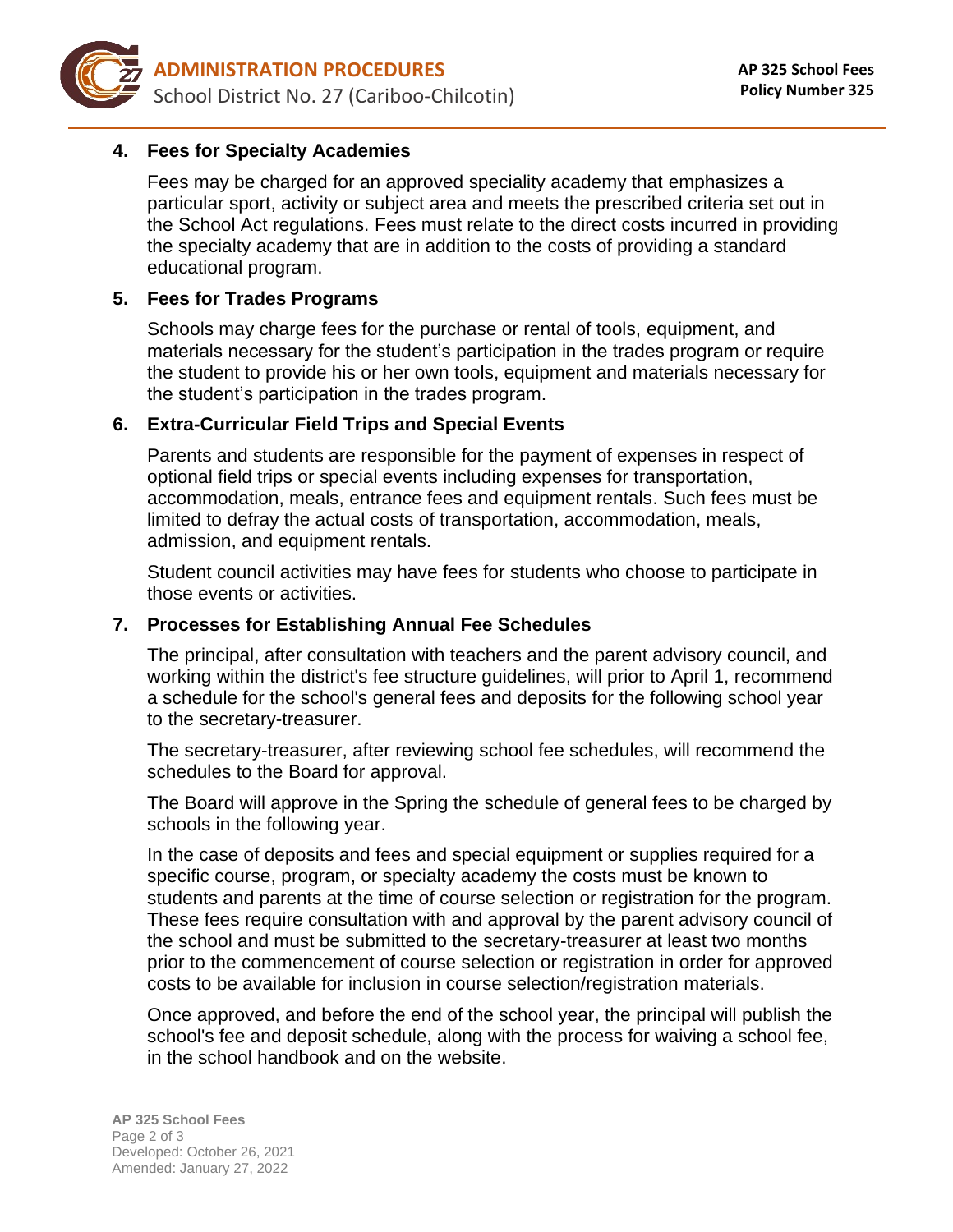### 4. Fees for Specialty Academies

Fees may be charged for an approved speciality academy that emphasizes a particular sport, activity or subject area and meets the prescribed criteria set out in the School Act regulations. Fees must relate to the direct costs incurred in providing the specialty academy that are in addition to the costs of providing a standard educational program.

### 5. Fees for Trades Programs

Schools may charge fees for the purchase or rental of tools, equipment, and materials necessary for the student's participation in the trades program or require the student to provide his or her own tools, equipment and materials necessary for the student's participation in the trades program.

### 6. Extra-Curricular Field Trips and Special Events

Parents and students are responsible for the payment of expenses in respect of optional field trips or special events including expenses for transportation, accommodation, meals, entrance fees and equipment rentals. Such fees must be limited to defray the actual costs of transportation, accommodation, meals, admission, and equipment rentals.

Student council activities may have fees for students who choose to participate in those events or activities.

### 7. Processes for Establishing Annual Fee Schedules

The principal, after consultation with teachers and the parent advisory council, and working within the district's fee structure guidelines, will prior to April 1, recommend a schedule for the school's general fees and deposits for the following school year to the secretary-treasurer.

The secretary-treasurer, after reviewing school fee schedules, will recommend the schedules to the Board for approval.

The Board will approve in the Spring the schedule of general fees to be charged by schools in the following year.

In the case of deposits and fees and special equipment or supplies required for a specific course, program, or specialty academy the costs must be known to students and parents at the time of course selection or registration for the program. These fees require consultation with and approval by the parent advisory council of the school and must be submitted to the secretary-treasurer at least two months prior to the commencement of course selection or registration in order for approved costs to be available for inclusion in course selection/registration materials.

Once approved, and before the end of the school year, the principal will publish the school's fee and deposit schedule, along with the process for waiving a school fee, in the school handbook and on the website.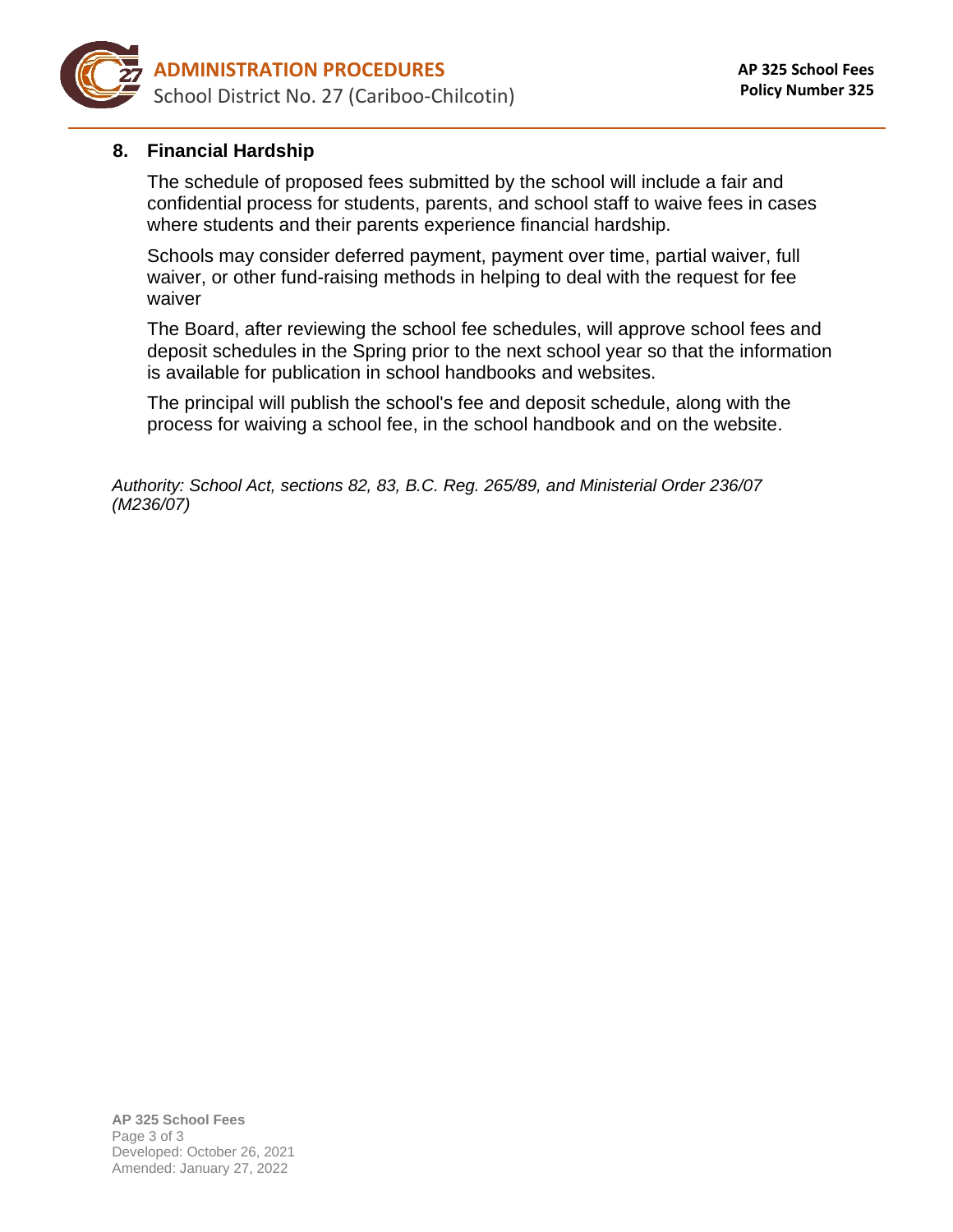## 8. Financial Hardship

The schedule of proposed fees submitted by the school will include a fair and confidential process for students, parents, and school staff to waive fees in cases where students and their parents experience financial hardship.

Schools may consider deferred payment, payment over time, partial waiver, full waiver, or other fund-raising methods in helping to deal with the request for fee waiver

The Board, after reviewing the school fee schedules, will approve school fees and deposit schedules in the Spring prior to the next school year so that the information is available for publication in school handbooks and websites.

The principal will publish the school's fee and deposit schedule, along with the process for waiving a school fee, in the school handbook and on the website.

*Authority: School Act, sections 82, 83, B.C. Reg. 265/89, and Ministerial Order 236/07 (M236/07)*

**AP 325 School Fees**
Developed: October 26, 2021
Amended: January 27, 2022